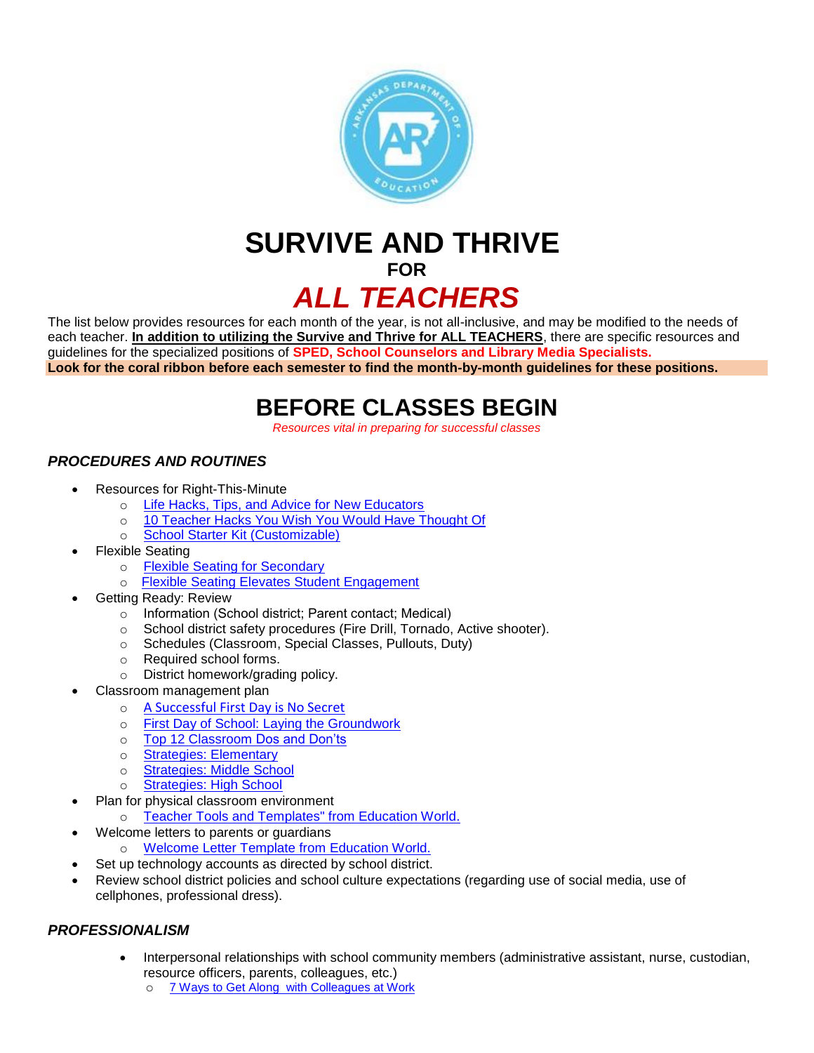# SURVIVE AND THRIVE

**FOR**

# *ALL TEACHERS*

The list below provides resources for each month of the year, is not all-inclusive, and may be modified to the needs of each teacher. **In addition to utilizing the Survive and Thrive for ALL TEACHERS**, there are specific resources and guidelines for the specialized positions of **SPED, School Counselors and Library Media Specialists.**

**Look for the coral ribbon before each semester to find the month-by-month guidelines for these positions.**

# BEFORE CLASSES BEGIN

*Resources vital in preparing for successful classes*

### *PROCEDURES AND ROUTINES*

- Resources for Right-This-Minute
  - Life Hacks, Tips, and Advice for New Educators
  - 10 Teacher Hacks You Wish You Would Have Thought Of
  - School Starter Kit (Customizable)
- Flexible Seating
  - Flexible Seating for Secondary
  - Flexible Seating Elevates Student Engagement
- Getting Ready: Review
  - Information (School district; Parent contact; Medical)
  - School district safety procedures (Fire Drill, Tornado, Active shooter).
  - Schedules (Classroom, Special Classes, Pullouts, Duty)
  - Required school forms.
  - District homework/grading policy.
- Classroom management plan
  - A Successful First Day is No Secret
  - First Day of School: Laying the Groundwork
  - Top 12 Classroom Dos and Don'ts
  - Strategies: Elementary
  - Strategies: Middle School
  - Strategies: High School
- Plan for physical classroom environment
  - Teacher Tools and Templates" from Education World.
- Welcome letters to parents or guardians
  - Welcome Letter Template from Education World.
- Set up technology accounts as directed by school district.
- Review school district policies and school culture expectations (regarding use of social media, use of cellphones, professional dress).

### *PROFESSIONALISM*

- Interpersonal relationships with school community members (administrative assistant, nurse, custodian, resource officers, parents, colleagues, etc.)
  - 7 Ways to Get Along with Colleagues at Work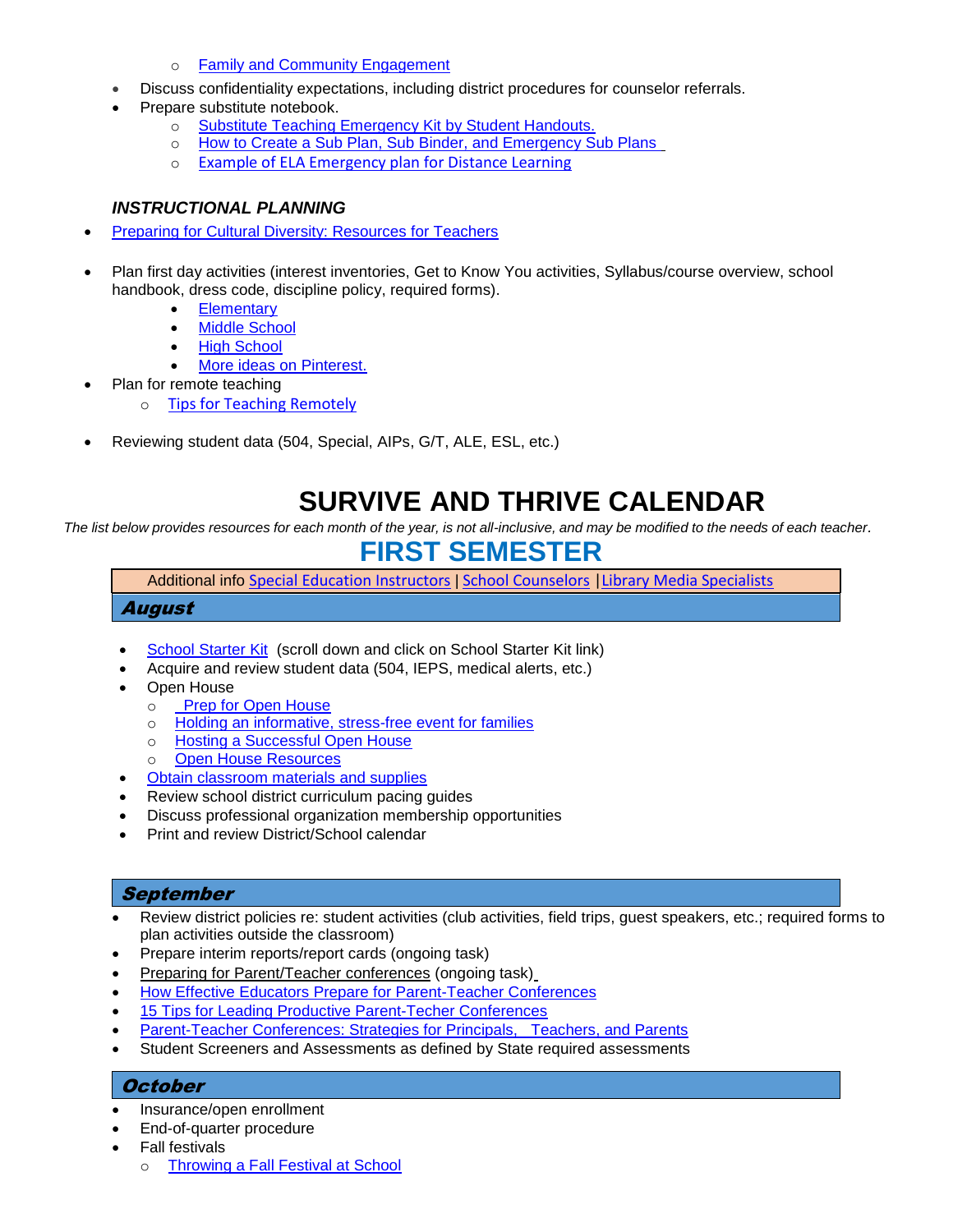- Family and Community Engagement
- Discuss confidentiality expectations, including district procedures for counselor referrals.
- Prepare substitute notebook.
    - Substitute Teaching Emergency Kit by Student Handouts.
    - How to Create a Sub Plan, Sub Binder, and Emergency Sub Plans
    - Example of ELA Emergency plan for Distance Learning

### *INSTRUCTIONAL PLANNING*

- Preparing for Cultural Diversity: Resources for Teachers

- Plan first day activities (interest inventories, Get to Know You activities, Syllabus/course overview, school handbook, dress code, discipline policy, required forms).
    - Elementary
    - Middle School
    - High School
    - More ideas on Pinterest.
- Plan for remote teaching
    - Tips for Teaching Remotely

- Reviewing student data (504, Special, AIPs, G/T, ALE, ESL, etc.)

# SURVIVE AND THRIVE CALENDAR

*The list below provides resources for each month of the year, is not all-inclusive, and may be modified to the needs of each teacher.*

## FIRST SEMESTER

Additional info Special Education Instructors | School Counselors | Library Media Specialists

### *August*

- School Starter Kit (scroll down and click on School Starter Kit link)
- Acquire and review student data (504, IEPS, medical alerts, etc.)
- Open House
    - Prep for Open House
    - Holding an informative, stress-free event for families
    - Hosting a Successful Open House
    - Open House Resources
- Obtain classroom materials and supplies
- Review school district curriculum pacing guides
- Discuss professional organization membership opportunities
- Print and review District/School calendar

### *September*

- Review district policies re: student activities (club activities, field trips, guest speakers, etc.; required forms to plan activities outside the classroom)
- Prepare interim reports/report cards (ongoing task)
- Preparing for Parent/Teacher conferences (ongoing task)
- How Effective Educators Prepare for Parent-Teacher Conferences
- 15 Tips for Leading Productive Parent-Techer Conferences
- Parent-Teacher Conferences: Strategies for Principals, Teachers, and Parents
- Student Screeners and Assessments as defined by State required assessments

### *October*

- Insurance/open enrollment
- End-of-quarter procedure
- Fall festivals
    - Throwing a Fall Festival at School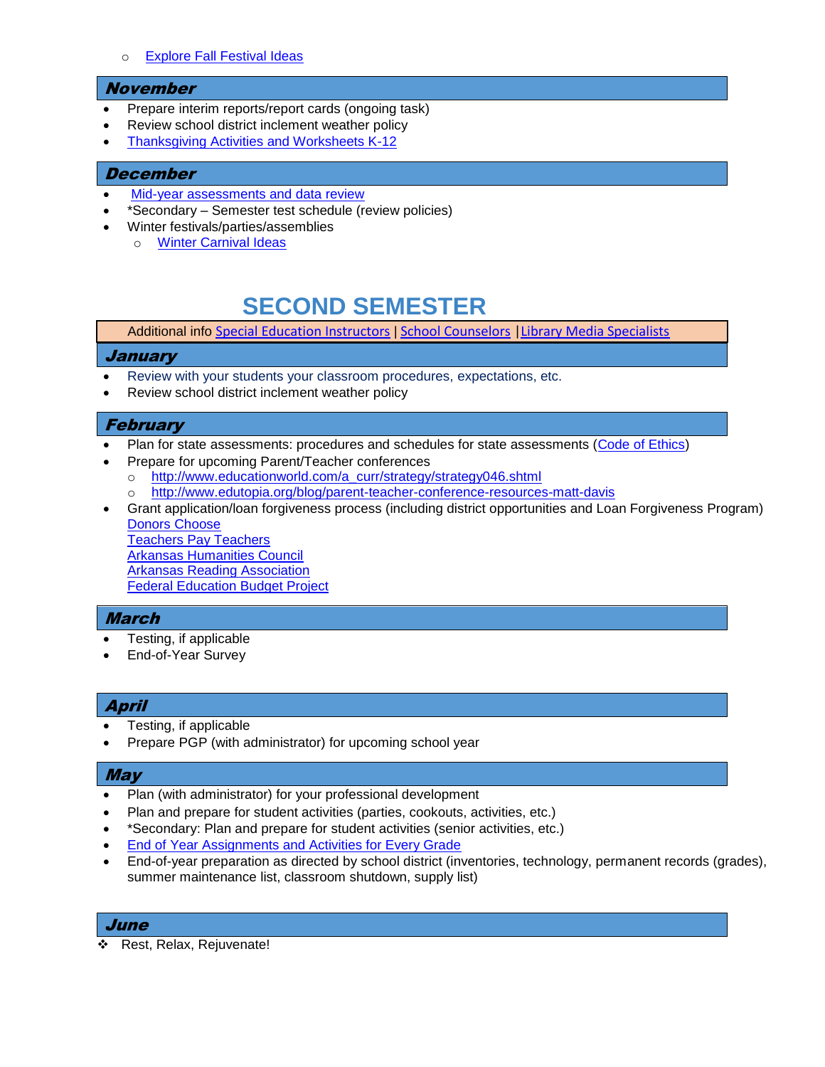- Explore Fall Festival Ideas

## November

- Prepare interim reports/report cards (ongoing task)
- Review school district inclement weather policy
- Thanksgiving Activities and Worksheets K-12

## December

- Mid-year assessments and data review
- *Secondary – Semester test schedule (review policies)
- Winter festivals/parties/assemblies
  - Winter Carnival Ideas

# SECOND SEMESTER

Additional info Special Education Instructors | School Counselors | Library Media Specialists

## January

- Review with your students your classroom procedures, expectations, etc.
- Review school district inclement weather policy

## February

- Plan for state assessments: procedures and schedules for state assessments (Code of Ethics)
- Prepare for upcoming Parent/Teacher conferences
  - http://www.educationworld.com/a_curr/strategy/strategy046.shtml
  - http://www.edutopia.org/blog/parent-teacher-conference-resources-matt-davis
- Grant application/loan forgiveness process (including district opportunities and Loan Forgiveness Program)
  Donors Choose
  Teachers Pay Teachers
  Arkansas Humanities Council
  Arkansas Reading Association
  Federal Education Budget Project

## March

- Testing, if applicable
- End-of-Year Survey

## April

- Testing, if applicable
- Prepare PGP (with administrator) for upcoming school year

## May

- Plan (with administrator) for your professional development
- Plan and prepare for student activities (parties, cookouts, activities, etc.)
- *Secondary: Plan and prepare for student activities (senior activities, etc.)
- End of Year Assignments and Activities for Every Grade
- End-of-year preparation as directed by school district (inventories, technology, permanent records (grades), summer maintenance list, classroom shutdown, supply list)

## June

- Rest, Relax, Rejuvenate!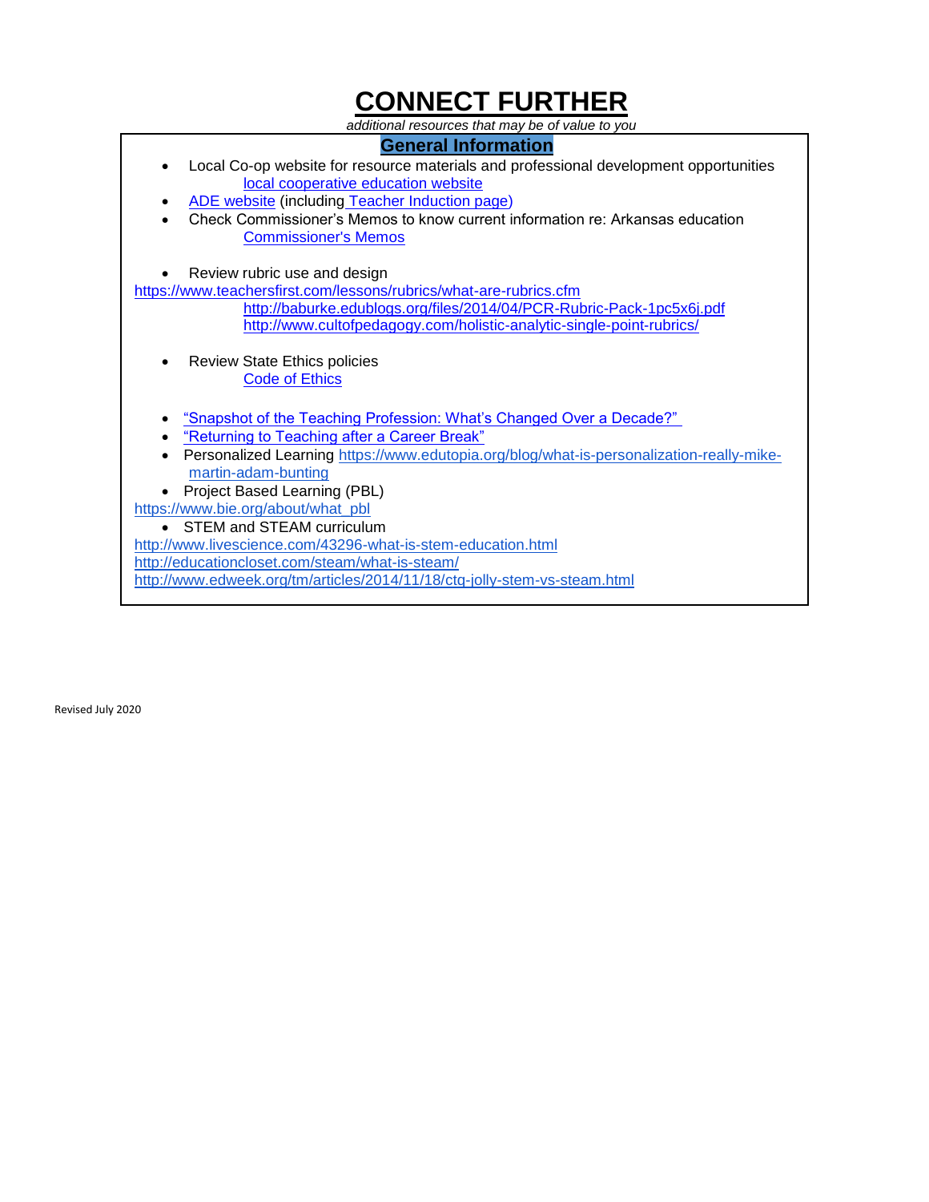# CONNECT FURTHER

*additional resources that may be of value to you*

## General Information

- Local Co-op website for resource materials and professional development opportunities
  local cooperative education website
- ADE website (including Teacher Induction page)
- Check Commissioner's Memos to know current information re: Arkansas education
  Commissioner's Memos

- Review rubric use and design
  https://www.teachersfirst.com/lessons/rubrics/what-are-rubrics.cfm
  http://baburke.edublogs.org/files/2014/04/PCR-Rubric-Pack-1pc5x6j.pdf
  http://www.cultofpedagogy.com/holistic-analytic-single-point-rubrics/

- Review State Ethics policies
  Code of Ethics

- "Snapshot of the Teaching Profession: What's Changed Over a Decade?"
- "Returning to Teaching after a Career Break"
- Personalized Learning https://www.edutopia.org/blog/what-is-personalization-really-mike-martin-adam-bunting
- Project Based Learning (PBL)
  https://www.bie.org/about/what_pbl
- STEM and STEAM curriculum
  http://www.livescience.com/43296-what-is-stem-education.html
  http://educationcloset.com/steam/what-is-steam/
  http://www.edweek.org/tm/articles/2014/11/18/ctq-jolly-stem-vs-steam.html

Revised July 2020